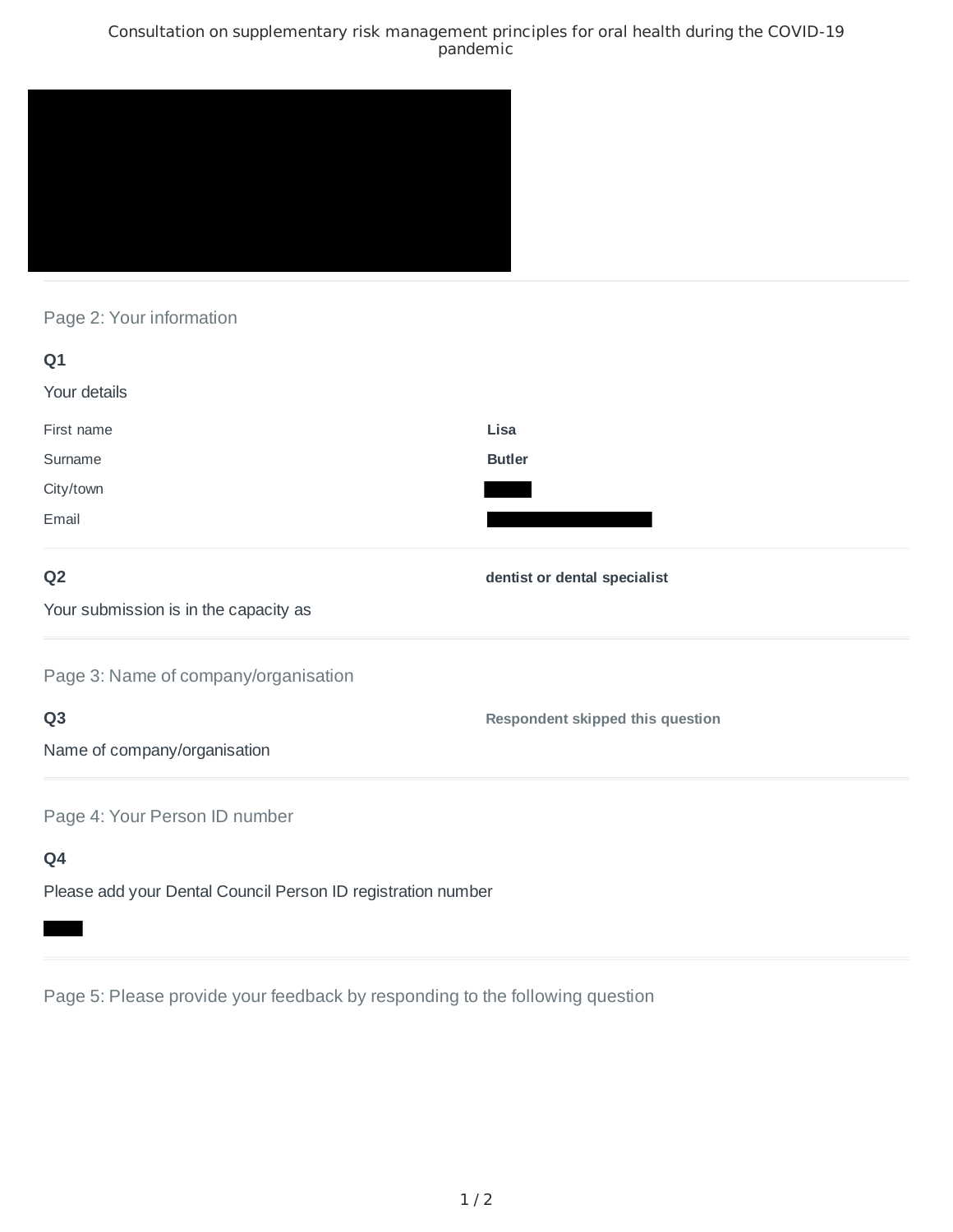## Page 2: Your information

**Q1**

Your details

| | |
|---|---|
| First name | **Lisa** |
| Surname | **Butler** |
| City/town | |
| Email | |

**Q2**

Your submission is in the capacity as

**dentist or dental specialist**

## Page 3: Name of company/organisation

**Q3**

Name of company/organisation

**Respondent skipped this question**

## Page 4: Your Person ID number

**Q4**

Please add your Dental Council Person ID registration number

## Page 5: Please provide your feedback by responding to the following question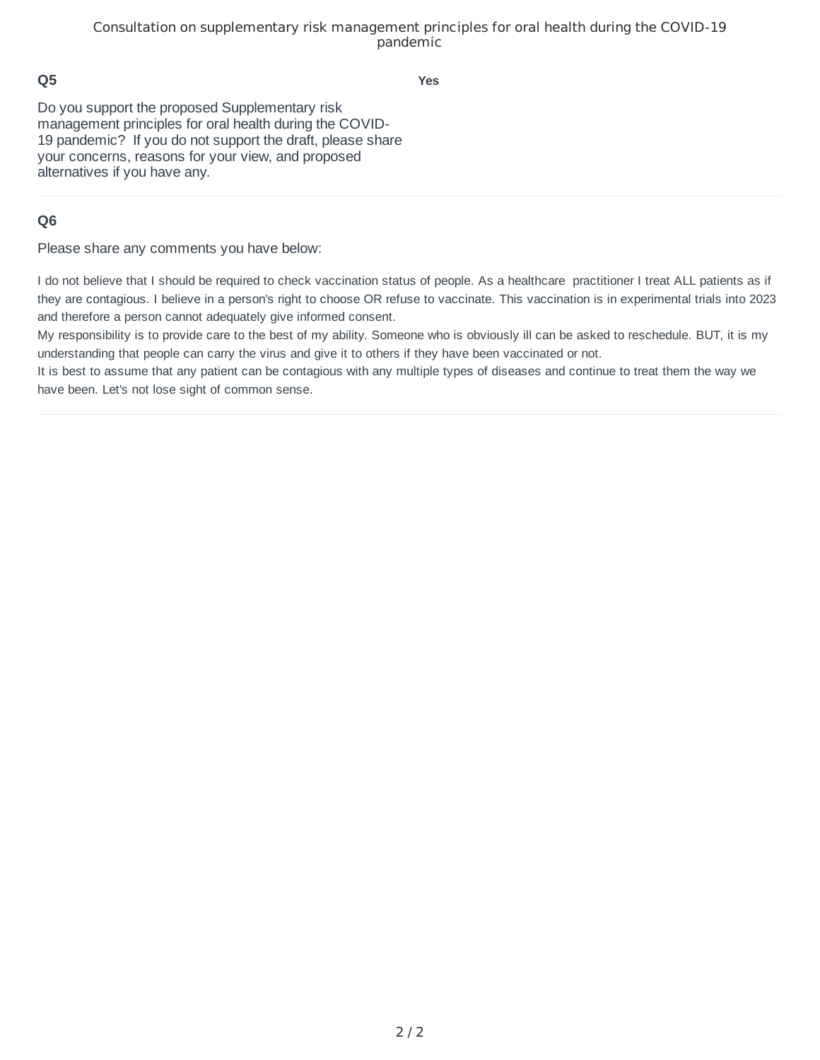## Q5

Do you support the proposed Supplementary risk management principles for oral health during the COVID-19 pandemic? If you do not support the draft, please share your concerns, reasons for your view, and proposed alternatives if you have any.

**Yes**

## Q6

Please share any comments you have below:

I do not believe that I should be required to check vaccination status of people. As a healthcare practitioner I treat ALL patients as if they are contagious. I believe in a person's right to choose OR refuse to vaccinate. This vaccination is in experimental trials into 2023 and therefore a person cannot adequately give informed consent.
My responsibility is to provide care to the best of my ability. Someone who is obviously ill can be asked to reschedule. BUT, it is my understanding that people can carry the virus and give it to others if they have been vaccinated or not.
It is best to assume that any patient can be contagious with any multiple types of diseases and continue to treat them the way we have been. Let's not lose sight of common sense.